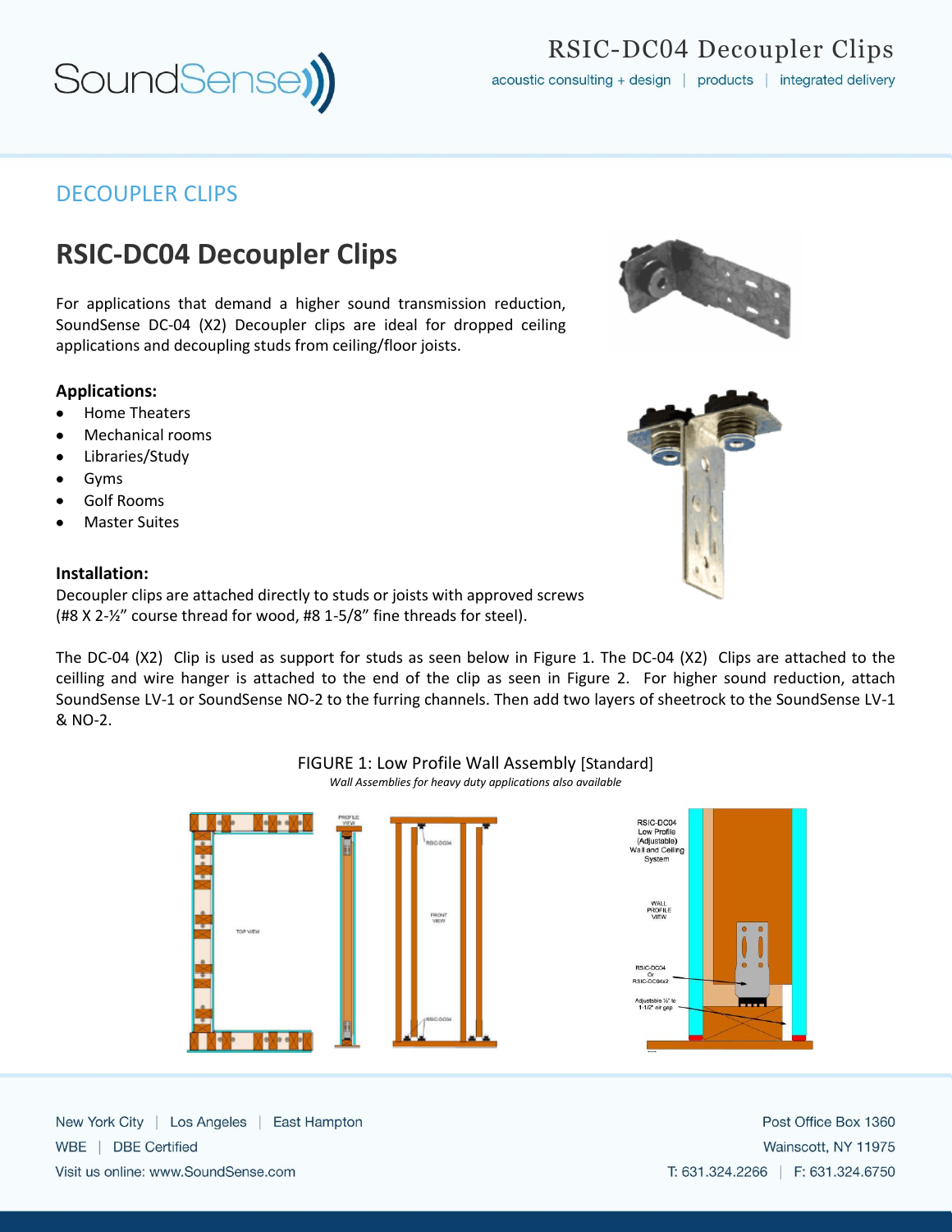# DECOUPLER CLIPS

## RSIC-DC04 Decoupler Clips

For applications that demand a higher sound transmission reduction, SoundSense DC-04 (X2) Decoupler clips are ideal for dropped ceiling applications and decoupling studs from ceiling/floor joists.

**Applications:**

- Home Theaters
- Mechanical rooms
- Libraries/Study
- Gyms
- Golf Rooms
- Master Suites

**Installation:**

Decoupler clips are attached directly to studs or joists with approved screws (#8 X 2-½" course thread for wood, #8 1-5/8" fine threads for steel).

The DC-04 (X2) Clip is used as support for studs as seen below in Figure 1. The DC-04 (X2) Clips are attached to the ceilling and wire hanger is attached to the end of the clip as seen in Figure 2. For higher sound reduction, attach SoundSense LV-1 or SoundSense NO-2 to the furring channels. Then add two layers of sheetrock to the SoundSense LV-1 & NO-2.

FIGURE 1: Low Profile Wall Assembly [Standard]

*Wall Assemblies for heavy duty applications also available*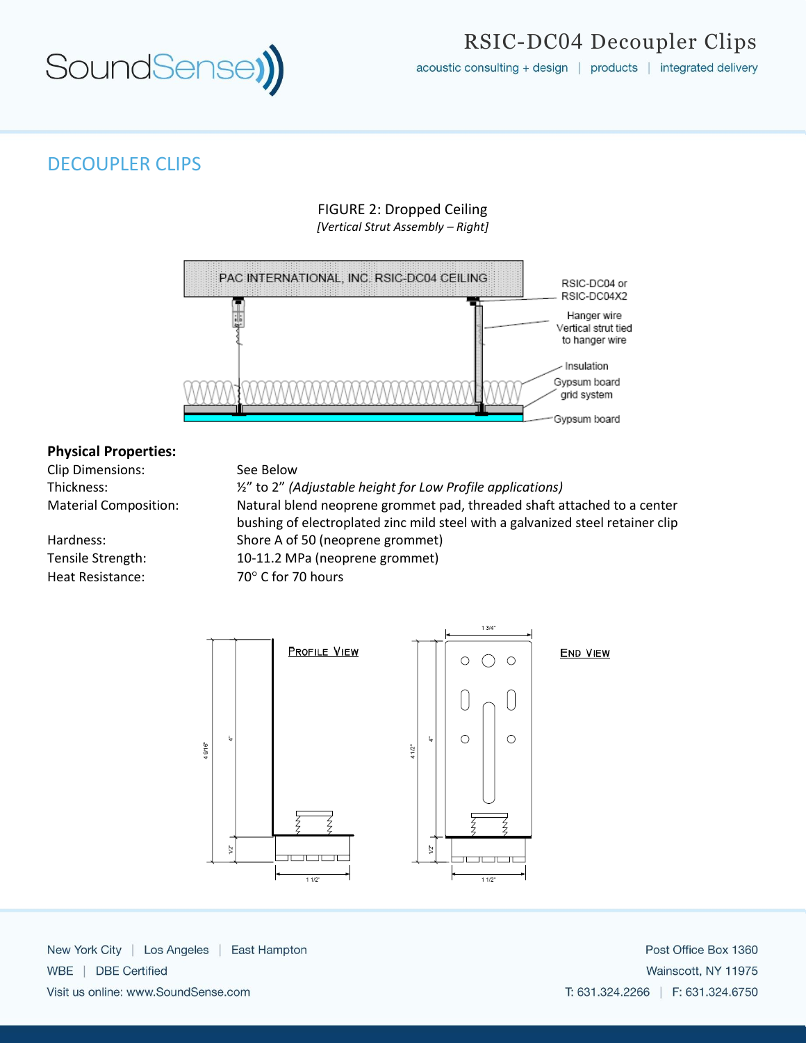## DECOUPLER CLIPS

FIGURE 2: Dropped Ceiling

*[Vertical Strut Assembly – Right]*

PAC INTERNATIONAL, INC. RSIC-DC04 CEILING

RSIC-DC04 or
RSIC-DC04X2

Hanger wire
Vertical strut tied
to hanger wire

Insulation

Gypsum board
grid system

Gypsum board

**Physical Properties:**

| | |
|---|---|
| Clip Dimensions: | See Below |
| Thickness: | ½" to 2" *(Adjustable height for Low Profile applications)* |
| Material Composition: | Natural blend neoprene grommet pad, threaded shaft attached to a center bushing of electroplated zinc mild steel with a galvanized steel retainer clip |
| Hardness: | Shore A of 50 (neoprene grommet) |
| Tensile Strength: | 10-11.2 MPa (neoprene grommet) |
| Heat Resistance: | 70° C for 70 hours |

PROFILE VIEW

4 9/16"

4"

1/2"

1 1/2"

END VIEW

1 3/4"

4 1/2"

4"

1/2"

1 1/2"

New York City | Los Angeles | East Hampton

WBE | DBE Certified

Visit us online: www.SoundSense.com

Post Office Box 1360

Wainscott, NY 11975

T: 631.324.2266 | F: 631.324.6750